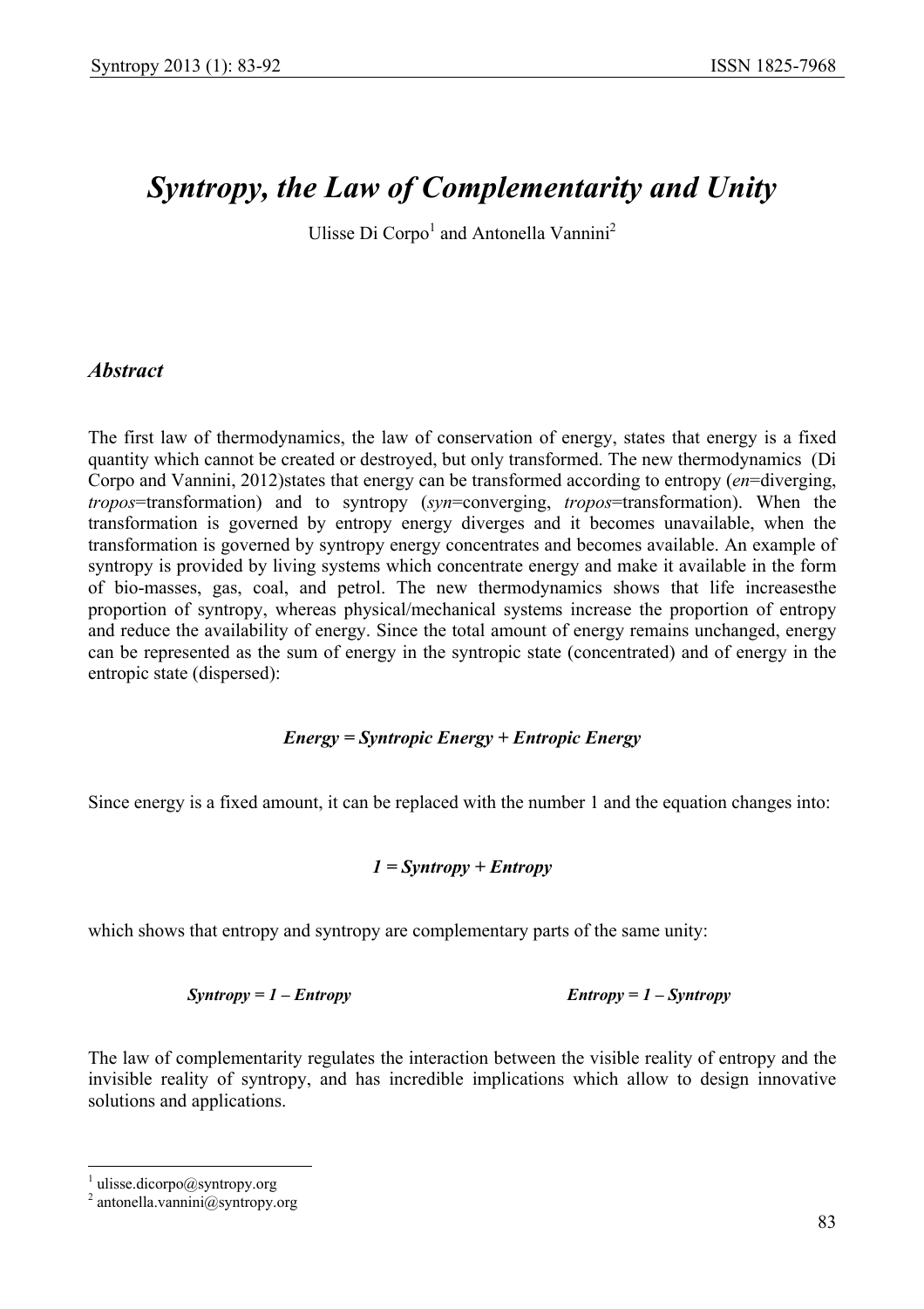# *Syntropy, the Law of Complementarity and Unity*

Ulisse Di Corpo[1] and Antonella Vannini[2]

## *Abstract*

The first law of thermodynamics, the law of conservation of energy, states that energy is a fixed quantity which cannot be created or destroyed, but only transformed. The new thermodynamics (Di Corpo and Vannini, 2012)states that energy can be transformed according to entropy (*en*=diverging, *tropos*=transformation) and to syntropy (*syn*=converging, *tropos*=transformation). When the transformation is governed by entropy energy diverges and it becomes unavailable, when the transformation is governed by syntropy energy concentrates and becomes available. An example of syntropy is provided by living systems which concentrate energy and make it available in the form of bio-masses, gas, coal, and petrol. The new thermodynamics shows that life increasesthe proportion of syntropy, whereas physical/mechanical systems increase the proportion of entropy and reduce the availability of energy. Since the total amount of energy remains unchanged, energy can be represented as the sum of energy in the syntropic state (concentrated) and of energy in the entropic state (dispersed):

***Energy = Syntropic Energy + Entropic Energy***

Since energy is a fixed amount, it can be replaced with the number 1 and the equation changes into:

***1 = Syntropy + Entropy***

which shows that entropy and syntropy are complementary parts of the same unity:

***Syntropy = 1 – Entropy*** ***Entropy = 1 – Syntropy***

The law of complementarity regulates the interaction between the visible reality of entropy and the invisible reality of syntropy, and has incredible implications which allow to design innovative solutions and applications.

[1] ulisse.dicorpo@syntropy.org
[2] antonella.vannini@syntropy.org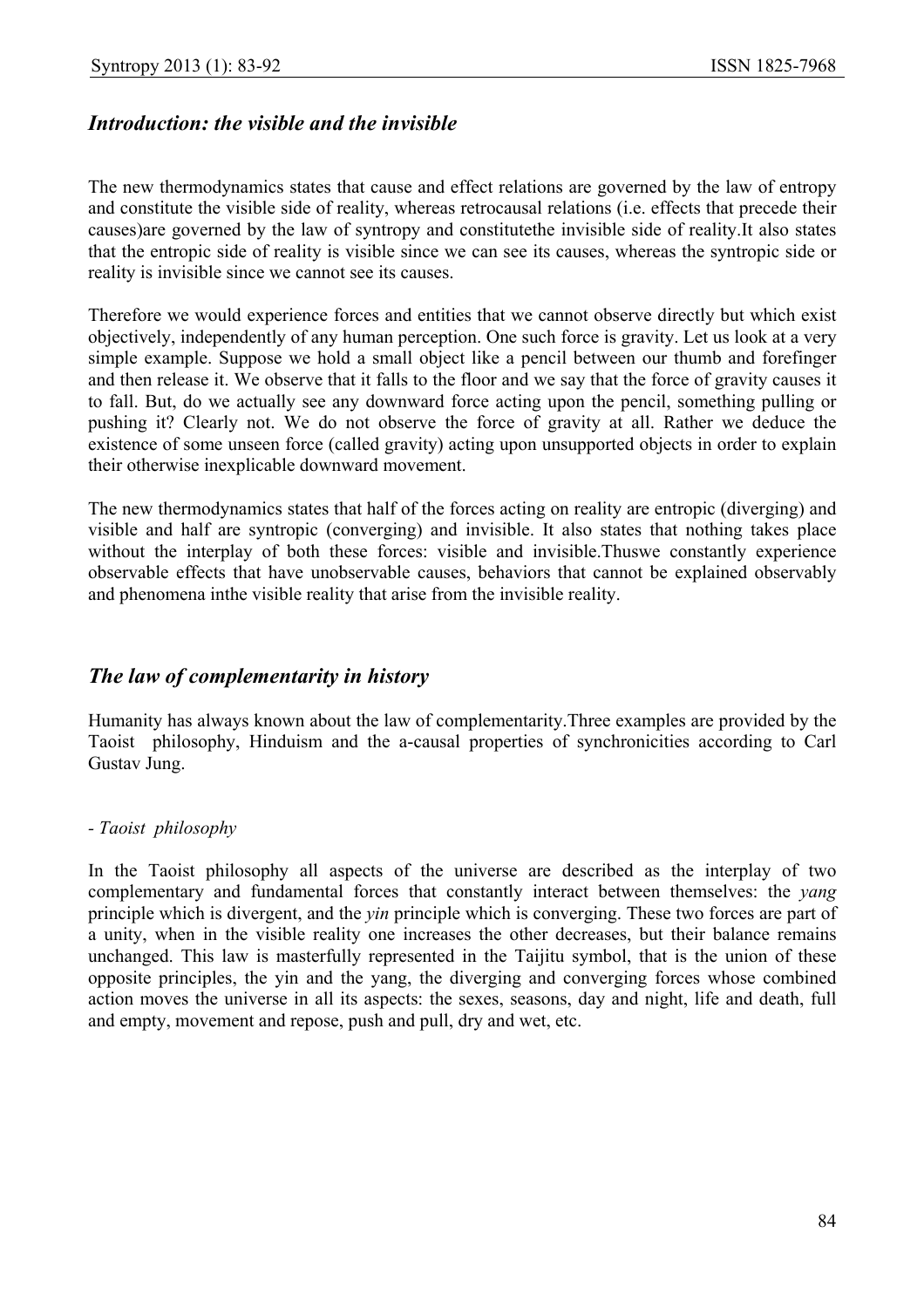## *Introduction: the visible and the invisible*

The new thermodynamics states that cause and effect relations are governed by the law of entropy and constitute the visible side of reality, whereas retrocausal relations (i.e. effects that precede their causes)are governed by the law of syntropy and constitutethe invisible side of reality.It also states that the entropic side of reality is visible since we can see its causes, whereas the syntropic side or reality is invisible since we cannot see its causes.

Therefore we would experience forces and entities that we cannot observe directly but which exist objectively, independently of any human perception. One such force is gravity. Let us look at a very simple example. Suppose we hold a small object like a pencil between our thumb and forefinger and then release it. We observe that it falls to the floor and we say that the force of gravity causes it to fall. But, do we actually see any downward force acting upon the pencil, something pulling or pushing it? Clearly not. We do not observe the force of gravity at all. Rather we deduce the existence of some unseen force (called gravity) acting upon unsupported objects in order to explain their otherwise inexplicable downward movement.

The new thermodynamics states that half of the forces acting on reality are entropic (diverging) and visible and half are syntropic (converging) and invisible. It also states that nothing takes place without the interplay of both these forces: visible and invisible.Thuswe constantly experience observable effects that have unobservable causes, behaviors that cannot be explained observably and phenomena inthe visible reality that arise from the invisible reality.

## *The law of complementarity in history*

Humanity has always known about the law of complementarity.Three examples are provided by the Taoist philosophy, Hinduism and the a-causal properties of synchronicities according to Carl Gustav Jung.

### - *Taoist philosophy*

In the Taoist philosophy all aspects of the universe are described as the interplay of two complementary and fundamental forces that constantly interact between themselves: the *yang* principle which is divergent, and the *yin* principle which is converging. These two forces are part of a unity, when in the visible reality one increases the other decreases, but their balance remains unchanged. This law is masterfully represented in the Taijitu symbol, that is the union of these opposite principles, the yin and the yang, the diverging and converging forces whose combined action moves the universe in all its aspects: the sexes, seasons, day and night, life and death, full and empty, movement and repose, push and pull, dry and wet, etc.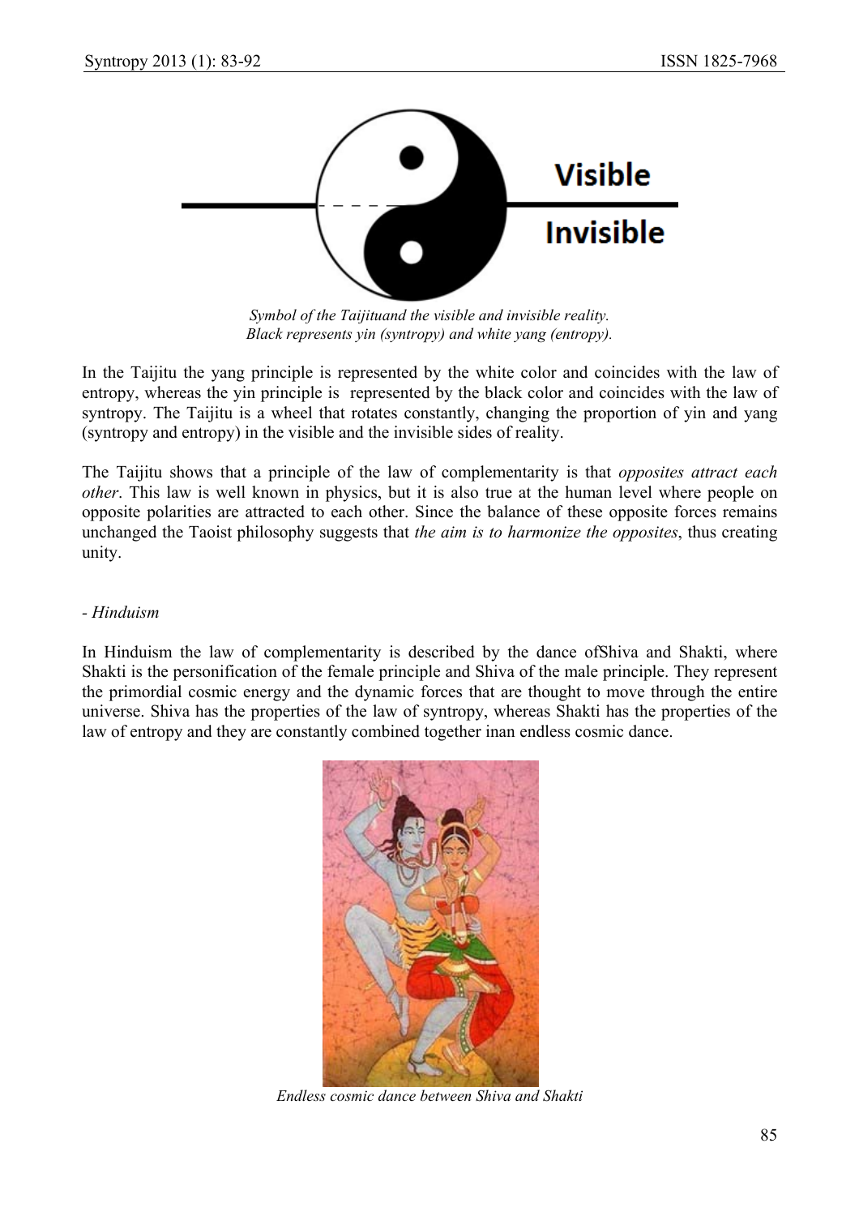Symbol of the Taijituand the visible and invisible reality.
Black represents yin (syntropy) and white yang (entropy).

In the Taijitu the yang principle is represented by the white color and coincides with the law of entropy, whereas the yin principle is represented by the black color and coincides with the law of syntropy. The Taijitu is a wheel that rotates constantly, changing the proportion of yin and yang (syntropy and entropy) in the visible and the invisible sides of reality.

The Taijitu shows that a principle of the law of complementarity is that *opposites attract each other*. This law is well known in physics, but it is also true at the human level where people on opposite polarities are attracted to each other. Since the balance of these opposite forces remains unchanged the Taoist philosophy suggests that *the aim is to harmonize the opposites*, thus creating unity.

*- Hinduism*

In Hinduism the law of complementarity is described by the dance ofShiva and Shakti, where Shakti is the personification of the female principle and Shiva of the male principle. They represent the primordial cosmic energy and the dynamic forces that are thought to move through the entire universe. Shiva has the properties of the law of syntropy, whereas Shakti has the properties of the law of entropy and they are constantly combined together inan endless cosmic dance.

*Endless cosmic dance between Shiva and Shakti*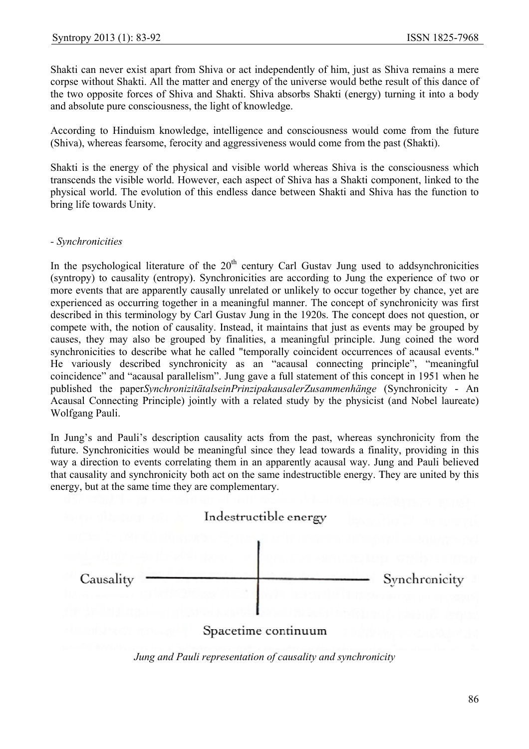Shakti can never exist apart from Shiva or act independently of him, just as Shiva remains a mere corpse without Shakti. All the matter and energy of the universe would bethe result of this dance of the two opposite forces of Shiva and Shakti. Shiva absorbs Shakti (energy) turning it into a body and absolute pure consciousness, the light of knowledge.

According to Hinduism knowledge, intelligence and consciousness would come from the future (Shiva), whereas fearsome, ferocity and aggressiveness would come from the past (Shakti).

Shakti is the energy of the physical and visible world whereas Shiva is the consciousness which transcends the visible world. However, each aspect of Shiva has a Shakti component, linked to the physical world. The evolution of this endless dance between Shakti and Shiva has the function to bring life towards Unity.

- *Synchronicities*

In the psychological literature of the 20th century Carl Gustav Jung used to addsynchronicities (syntropy) to causality (entropy). Synchronicities are according to Jung the experience of two or more events that are apparently causally unrelated or unlikely to occur together by chance, yet are experienced as occurring together in a meaningful manner. The concept of synchronicity was first described in this terminology by Carl Gustav Jung in the 1920s. The concept does not question, or compete with, the notion of causality. Instead, it maintains that just as events may be grouped by causes, they may also be grouped by finalities, a meaningful principle. Jung coined the word synchronicities to describe what he called "temporally coincident occurrences of acausal events." He variously described synchronicity as an "acausal connecting principle", "meaningful coincidence" and "acausal parallelism". Jung gave a full statement of this concept in 1951 when he published the paper*SynchronizitätalseinPrinzipakausalerZusammenhänge* (Synchronicity - An Acausal Connecting Principle) jointly with a related study by the physicist (and Nobel laureate) Wolfgang Pauli.

In Jung's and Pauli's description causality acts from the past, whereas synchronicity from the future. Synchronicities would be meaningful since they lead towards a finality, providing in this way a direction to events correlating them in an apparently acausal way. Jung and Pauli believed that causality and synchronicity both act on the same indestructible energy. They are united by this energy, but at the same time they are complementary.

Indestructible energy

Causality — Synchronicity

Spacetime continuum

*Jung and Pauli representation of causality and synchronicity*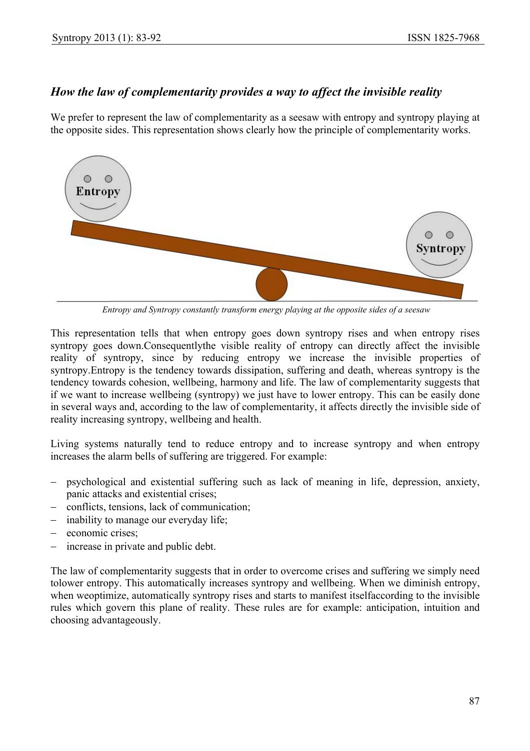### *How the law of complementarity provides a way to affect the invisible reality*

We prefer to represent the law of complementarity as a seesaw with entropy and syntropy playing at the opposite sides. This representation shows clearly how the principle of complementarity works.

*Entropy and Syntropy constantly transform energy playing at the opposite sides of a seesaw*

This representation tells that when entropy goes down syntropy rises and when entropy rises syntropy goes down.Consequentlythe visible reality of entropy can directly affect the invisible reality of syntropy, since by reducing entropy we increase the invisible properties of syntropy.Entropy is the tendency towards dissipation, suffering and death, whereas syntropy is the tendency towards cohesion, wellbeing, harmony and life. The law of complementarity suggests that if we want to increase wellbeing (syntropy) we just have to lower entropy. This can be easily done in several ways and, according to the law of complementarity, it affects directly the invisible side of reality increasing syntropy, wellbeing and health.

Living systems naturally tend to reduce entropy and to increase syntropy and when entropy increases the alarm bells of suffering are triggered. For example:

- psychological and existential suffering such as lack of meaning in life, depression, anxiety, panic attacks and existential crises;
- conflicts, tensions, lack of communication;
- inability to manage our everyday life;
- economic crises;
- increase in private and public debt.

The law of complementarity suggests that in order to overcome crises and suffering we simply need tolower entropy. This automatically increases syntropy and wellbeing. When we diminish entropy, when weoptimize, automatically syntropy rises and starts to manifest itselfaccording to the invisible rules which govern this plane of reality. These rules are for example: anticipation, intuition and choosing advantageously.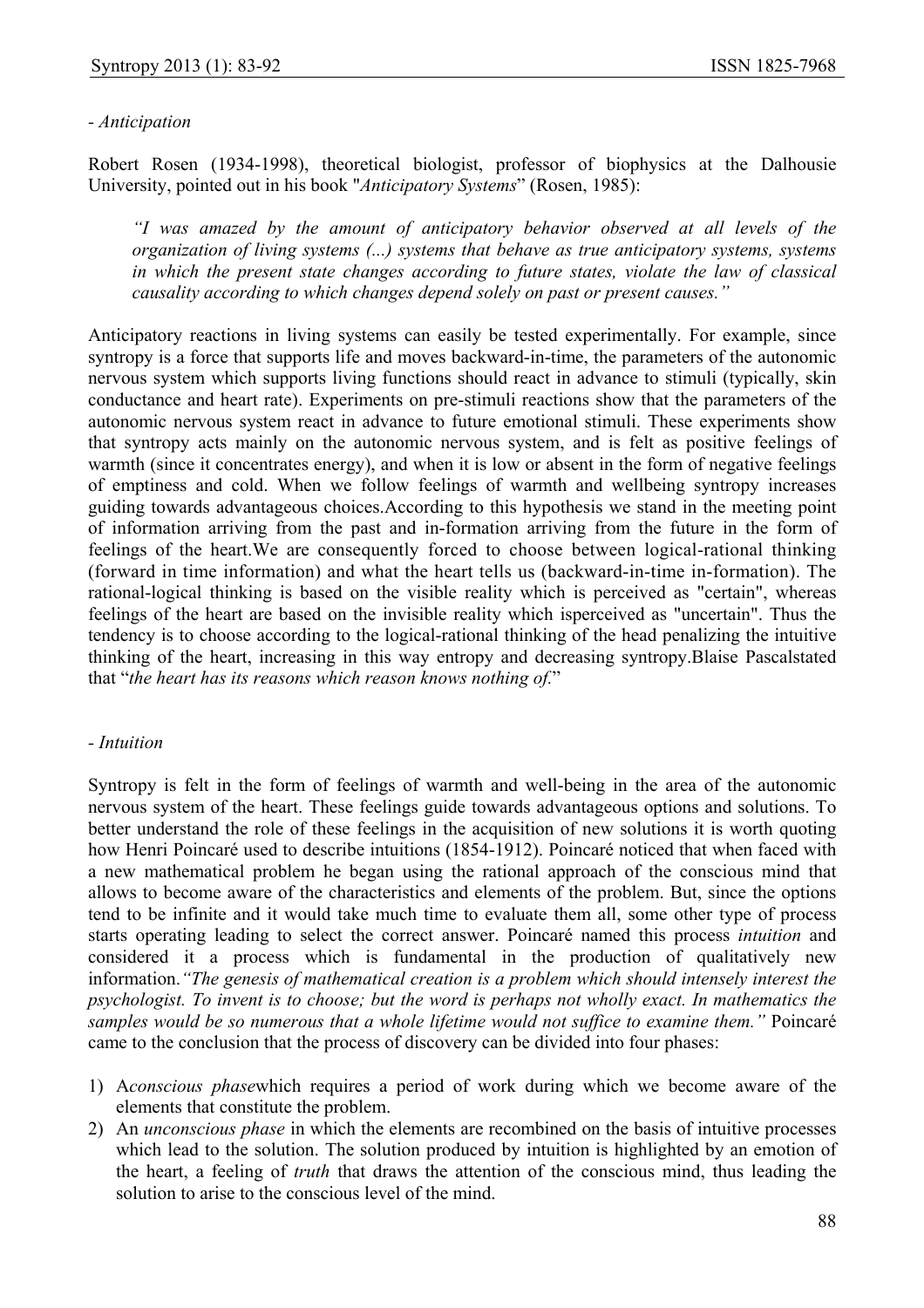*- Anticipation*

Robert Rosen (1934-1998), theoretical biologist, professor of biophysics at the Dalhousie University, pointed out in his book "*Anticipatory Systems*" (Rosen, 1985):

> *"I was amazed by the amount of anticipatory behavior observed at all levels of the organization of living systems (...) systems that behave as true anticipatory systems, systems in which the present state changes according to future states, violate the law of classical causality according to which changes depend solely on past or present causes."*

Anticipatory reactions in living systems can easily be tested experimentally. For example, since syntropy is a force that supports life and moves backward-in-time, the parameters of the autonomic nervous system which supports living functions should react in advance to stimuli (typically, skin conductance and heart rate). Experiments on pre-stimuli reactions show that the parameters of the autonomic nervous system react in advance to future emotional stimuli. These experiments show that syntropy acts mainly on the autonomic nervous system, and is felt as positive feelings of warmth (since it concentrates energy), and when it is low or absent in the form of negative feelings of emptiness and cold. When we follow feelings of warmth and wellbeing syntropy increases guiding towards advantageous choices.According to this hypothesis we stand in the meeting point of information arriving from the past and in-formation arriving from the future in the form of feelings of the heart.We are consequently forced to choose between logical-rational thinking (forward in time information) and what the heart tells us (backward-in-time in-formation). The rational-logical thinking is based on the visible reality which is perceived as "certain", whereas feelings of the heart are based on the invisible reality which isperceived as "uncertain". Thus the tendency is to choose according to the logical-rational thinking of the head penalizing the intuitive thinking of the heart, increasing in this way entropy and decreasing syntropy.Blaise Pascalstated that "*the heart has its reasons which reason knows nothing of.*"

*- Intuition*

Syntropy is felt in the form of feelings of warmth and well-being in the area of the autonomic nervous system of the heart. These feelings guide towards advantageous options and solutions. To better understand the role of these feelings in the acquisition of new solutions it is worth quoting how Henri Poincaré used to describe intuitions (1854-1912). Poincaré noticed that when faced with a new mathematical problem he began using the rational approach of the conscious mind that allows to become aware of the characteristics and elements of the problem. But, since the options tend to be infinite and it would take much time to evaluate them all, some other type of process starts operating leading to select the correct answer. Poincaré named this process *intuition* and considered it a process which is fundamental in the production of qualitatively new information.*"The genesis of mathematical creation is a problem which should intensely interest the psychologist. To invent is to choose; but the word is perhaps not wholly exact. In mathematics the samples would be so numerous that a whole lifetime would not suffice to examine them."* Poincaré came to the conclusion that the process of discovery can be divided into four phases:

1) A*conscious phase*which requires a period of work during which we become aware of the elements that constitute the problem.
2) An *unconscious phase* in which the elements are recombined on the basis of intuitive processes which lead to the solution. The solution produced by intuition is highlighted by an emotion of the heart, a feeling of *truth* that draws the attention of the conscious mind, thus leading the solution to arise to the conscious level of the mind.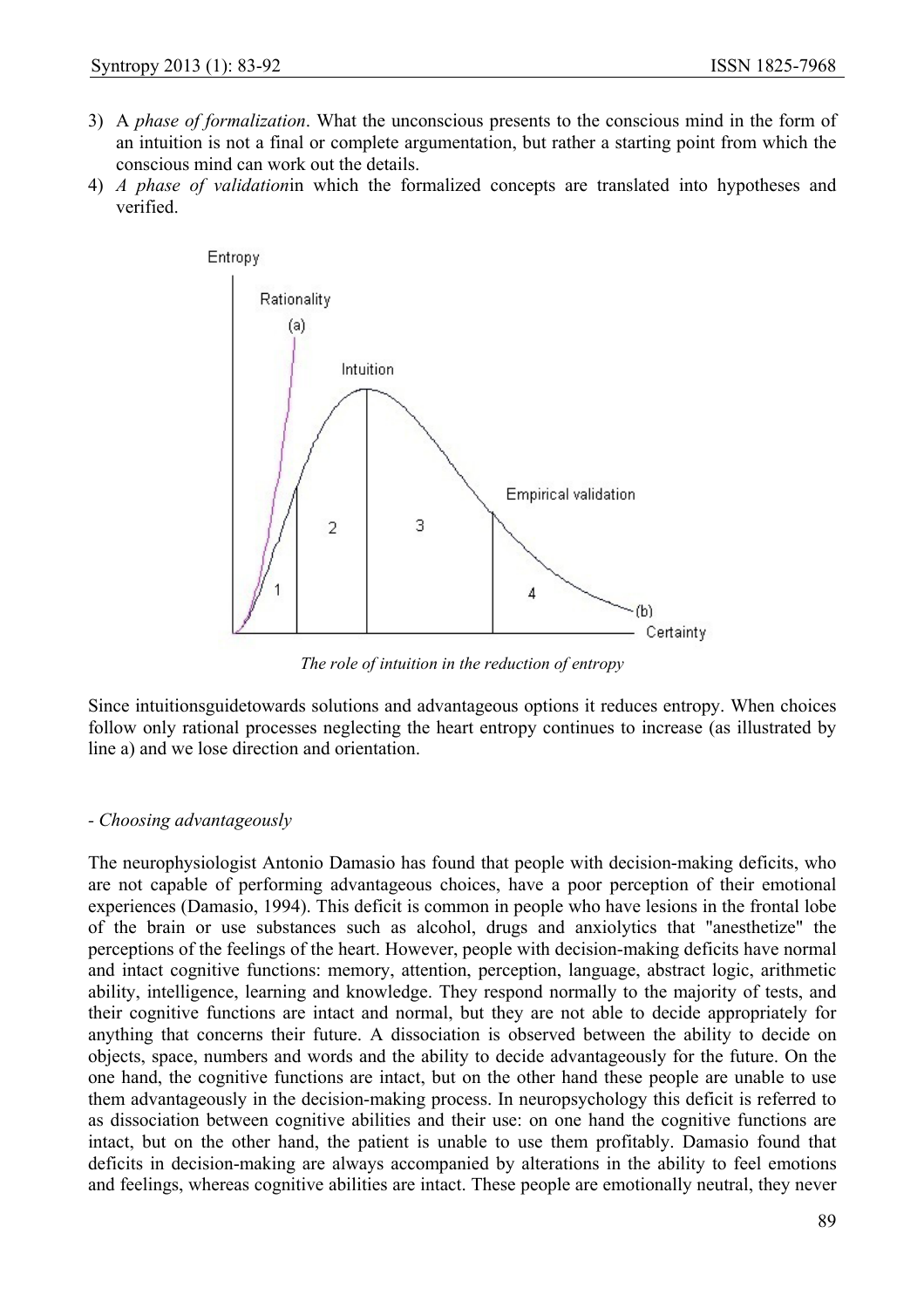3) A *phase of formalization*. What the unconscious presents to the conscious mind in the form of an intuition is not a final or complete argumentation, but rather a starting point from which the conscious mind can work out the details.
4) *A phase of validation*in which the formalized concepts are translated into hypotheses and verified.

*The role of intuition in the reduction of entropy*

Since intuitionsguidetowards solutions and advantageous options it reduces entropy. When choices follow only rational processes neglecting the heart entropy continues to increase (as illustrated by line a) and we lose direction and orientation.

- *Choosing advantageously*

The neurophysiologist Antonio Damasio has found that people with decision-making deficits, who are not capable of performing advantageous choices, have a poor perception of their emotional experiences (Damasio, 1994). This deficit is common in people who have lesions in the frontal lobe of the brain or use substances such as alcohol, drugs and anxiolytics that "anesthetize" the perceptions of the feelings of the heart. However, people with decision-making deficits have normal and intact cognitive functions: memory, attention, perception, language, abstract logic, arithmetic ability, intelligence, learning and knowledge. They respond normally to the majority of tests, and their cognitive functions are intact and normal, but they are not able to decide appropriately for anything that concerns their future. A dissociation is observed between the ability to decide on objects, space, numbers and words and the ability to decide advantageously for the future. On the one hand, the cognitive functions are intact, but on the other hand these people are unable to use them advantageously in the decision-making process. In neuropsychology this deficit is referred to as dissociation between cognitive abilities and their use: on one hand the cognitive functions are intact, but on the other hand, the patient is unable to use them profitably. Damasio found that deficits in decision-making are always accompanied by alterations in the ability to feel emotions and feelings, whereas cognitive abilities are intact. These people are emotionally neutral, they never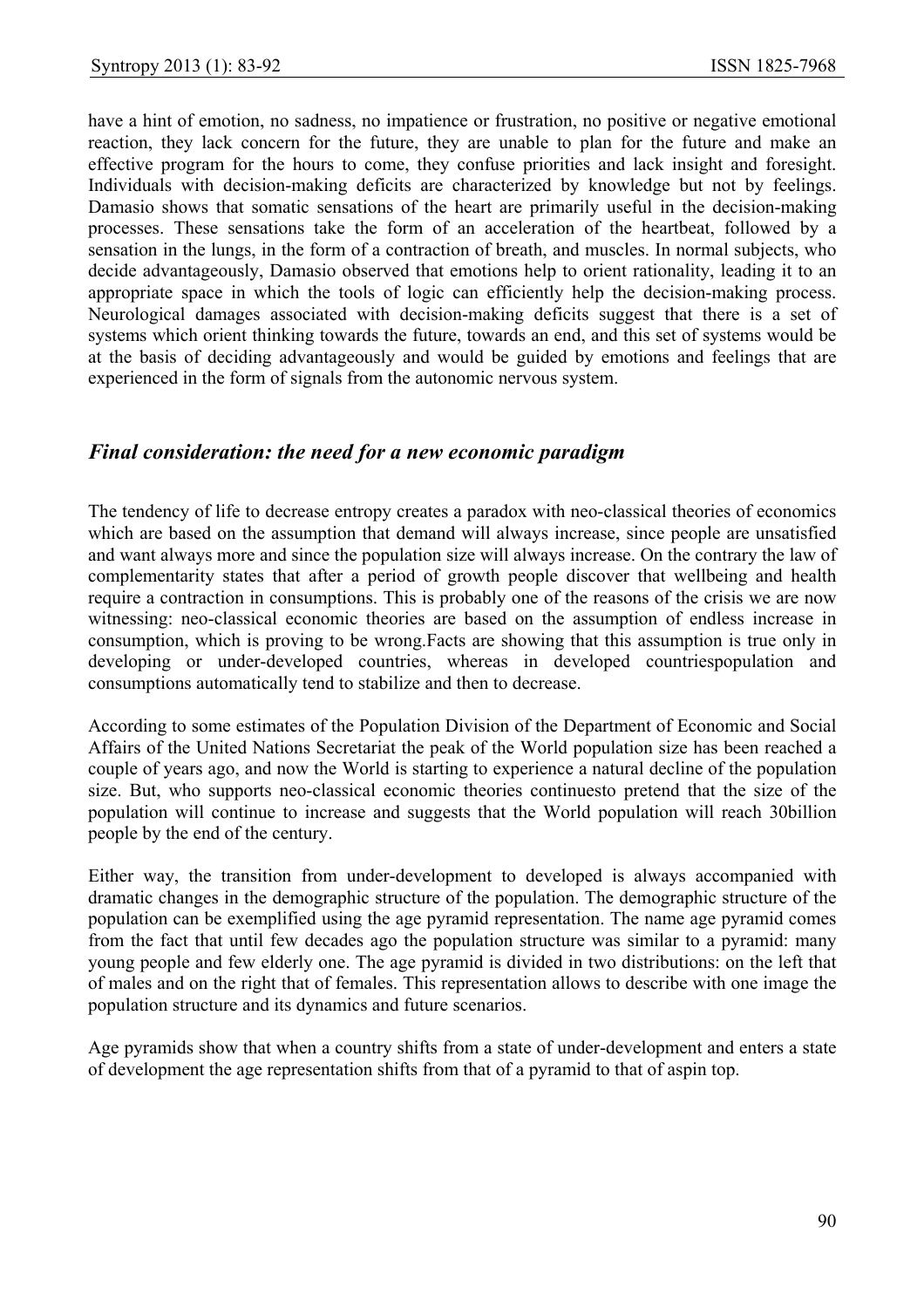have a hint of emotion, no sadness, no impatience or frustration, no positive or negative emotional reaction, they lack concern for the future, they are unable to plan for the future and make an effective program for the hours to come, they confuse priorities and lack insight and foresight. Individuals with decision-making deficits are characterized by knowledge but not by feelings. Damasio shows that somatic sensations of the heart are primarily useful in the decision-making processes. These sensations take the form of an acceleration of the heartbeat, followed by a sensation in the lungs, in the form of a contraction of breath, and muscles. In normal subjects, who decide advantageously, Damasio observed that emotions help to orient rationality, leading it to an appropriate space in which the tools of logic can efficiently help the decision-making process. Neurological damages associated with decision-making deficits suggest that there is a set of systems which orient thinking towards the future, towards an end, and this set of systems would be at the basis of deciding advantageously and would be guided by emotions and feelings that are experienced in the form of signals from the autonomic nervous system.

## *Final consideration: the need for a new economic paradigm*

The tendency of life to decrease entropy creates a paradox with neo-classical theories of economics which are based on the assumption that demand will always increase, since people are unsatisfied and want always more and since the population size will always increase. On the contrary the law of complementarity states that after a period of growth people discover that wellbeing and health require a contraction in consumptions. This is probably one of the reasons of the crisis we are now witnessing: neo-classical economic theories are based on the assumption of endless increase in consumption, which is proving to be wrong.Facts are showing that this assumption is true only in developing or under-developed countries, whereas in developed countriespopulation and consumptions automatically tend to stabilize and then to decrease.

According to some estimates of the Population Division of the Department of Economic and Social Affairs of the United Nations Secretariat the peak of the World population size has been reached a couple of years ago, and now the World is starting to experience a natural decline of the population size. But, who supports neo-classical economic theories continuesto pretend that the size of the population will continue to increase and suggests that the World population will reach 30billion people by the end of the century.

Either way, the transition from under-development to developed is always accompanied with dramatic changes in the demographic structure of the population. The demographic structure of the population can be exemplified using the age pyramid representation. The name age pyramid comes from the fact that until few decades ago the population structure was similar to a pyramid: many young people and few elderly one. The age pyramid is divided in two distributions: on the left that of males and on the right that of females. This representation allows to describe with one image the population structure and its dynamics and future scenarios.

Age pyramids show that when a country shifts from a state of under-development and enters a state of development the age representation shifts from that of a pyramid to that of aspin top.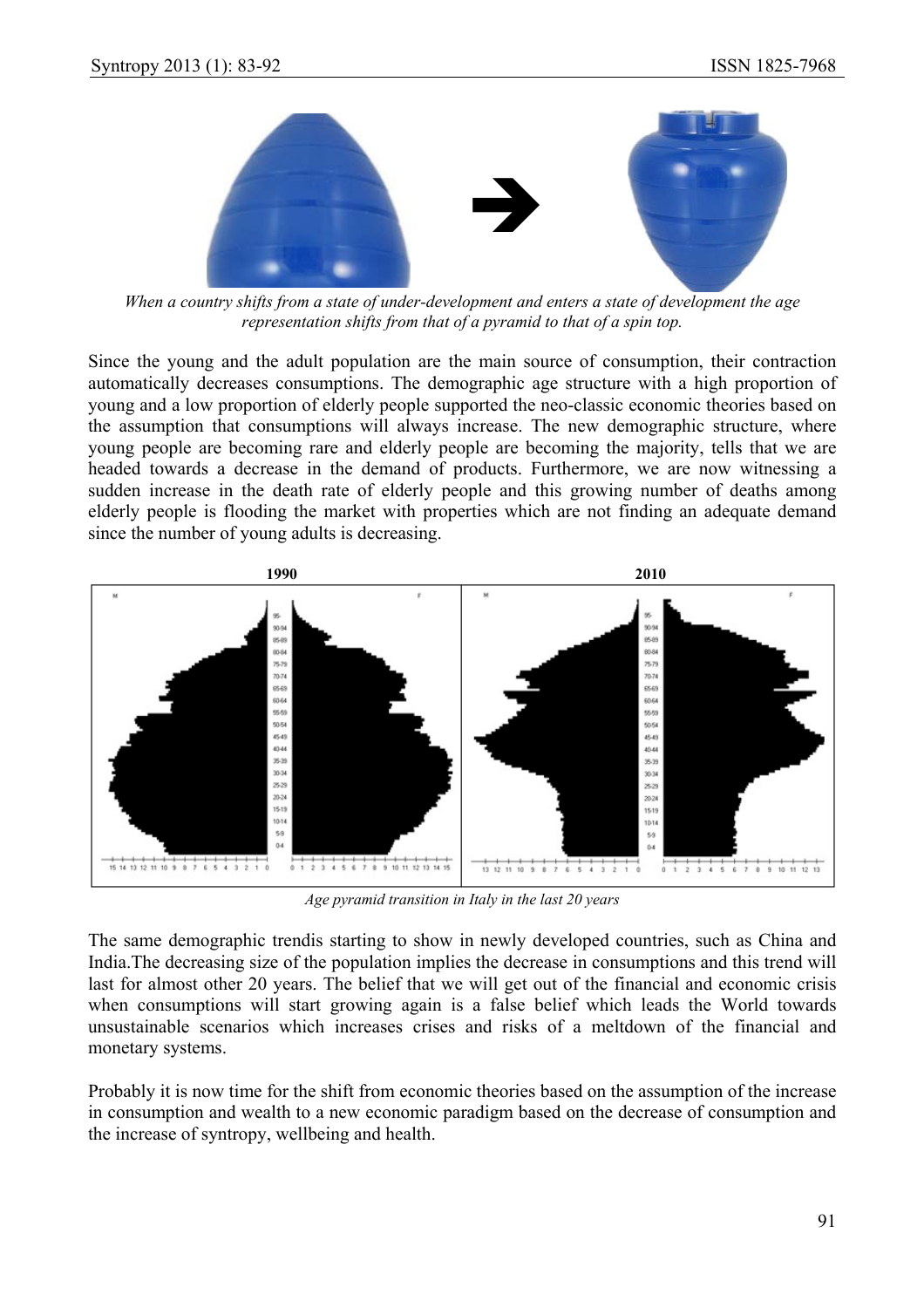*When a country shifts from a state of under-development and enters a state of development the age representation shifts from that of a pyramid to that of a spin top.*

Since the young and the adult population are the main source of consumption, their contraction automatically decreases consumptions. The demographic age structure with a high proportion of young and a low proportion of elderly people supported the neo-classic economic theories based on the assumption that consumptions will always increase. The new demographic structure, where young people are becoming rare and elderly people are becoming the majority, tells that we are headed towards a decrease in the demand of products. Furthermore, we are now witnessing a sudden increase in the death rate of elderly people and this growing number of deaths among elderly people is flooding the market with properties which are not finding an adequate demand since the number of young adults is decreasing.

*Age pyramid transition in Italy in the last 20 years*

The same demographic trendis starting to show in newly developed countries, such as China and India.The decreasing size of the population implies the decrease in consumptions and this trend will last for almost other 20 years. The belief that we will get out of the financial and economic crisis when consumptions will start growing again is a false belief which leads the World towards unsustainable scenarios which increases crises and risks of a meltdown of the financial and monetary systems.

Probably it is now time for the shift from economic theories based on the assumption of the increase in consumption and wealth to a new economic paradigm based on the decrease of consumption and the increase of syntropy, wellbeing and health.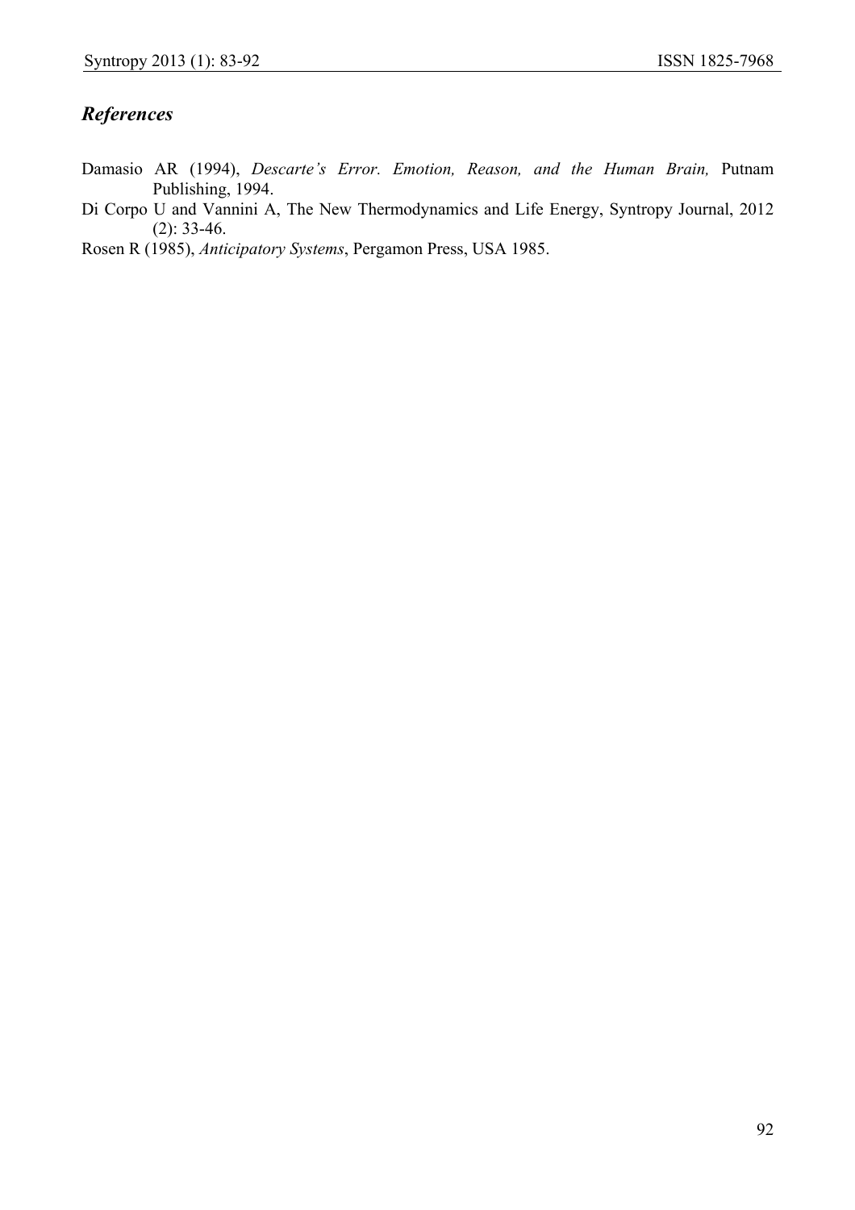## *References*

Damasio AR (1994), *Descarte's Error. Emotion, Reason, and the Human Brain,* Putnam Publishing, 1994.

Di Corpo U and Vannini A, The New Thermodynamics and Life Energy, Syntropy Journal, 2012 (2): 33-46.

Rosen R (1985), *Anticipatory Systems*, Pergamon Press, USA 1985.